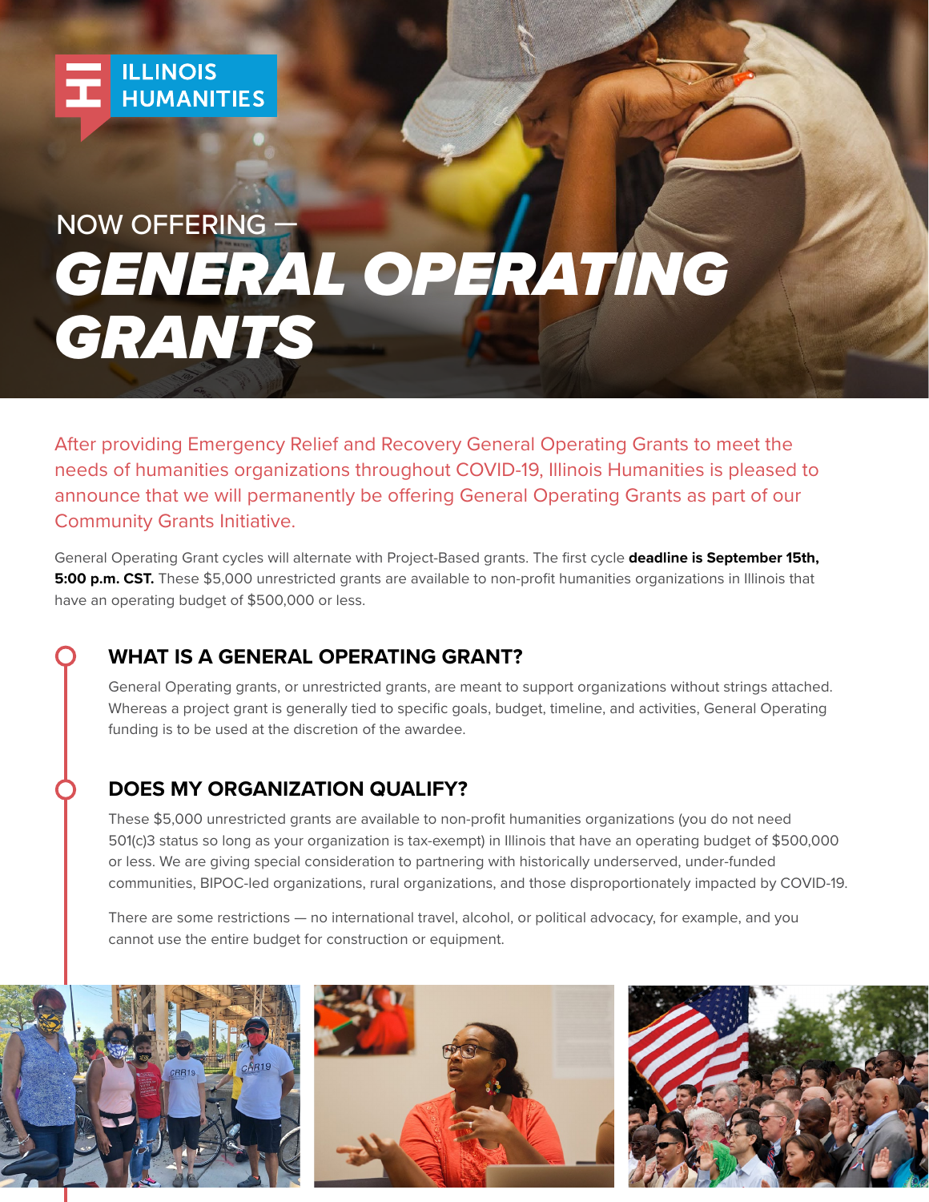ILLINOIS HUMANITIES

NOW OFFERING —

# GENERAL OPERATING GRANTS

After providing Emergency Relief and Recovery General Operating Grants to meet the needs of humanities organizations throughout COVID-19, Illinois Humanities is pleased to announce that we will permanently be offering General Operating Grants as part of our Community Grants Initiative.

General Operating Grant cycles will alternate with Project-Based grants. The first cycle **deadline is September 15th, 5:00 p.m. CST.** These $5,000 unrestricted grants are available to non-profit humanities organizations in Illinois that have an operating budget of $500,000 or less.

## WHAT IS A GENERAL OPERATING GRANT?

General Operating grants, or unrestricted grants, are meant to support organizations without strings attached. Whereas a project grant is generally tied to specific goals, budget, timeline, and activities, General Operating funding is to be used at the discretion of the awardee.

## DOES MY ORGANIZATION QUALIFY?

These $5,000 unrestricted grants are available to non-profit humanities organizations (you do not need 501(c)3 status so long as your organization is tax-exempt) in Illinois that have an operating budget of $500,000 or less. We are giving special consideration to partnering with historically underserved, under-funded communities, BIPOC-led organizations, rural organizations, and those disproportionately impacted by COVID-19.

There are some restrictions — no international travel, alcohol, or political advocacy, for example, and you cannot use the entire budget for construction or equipment.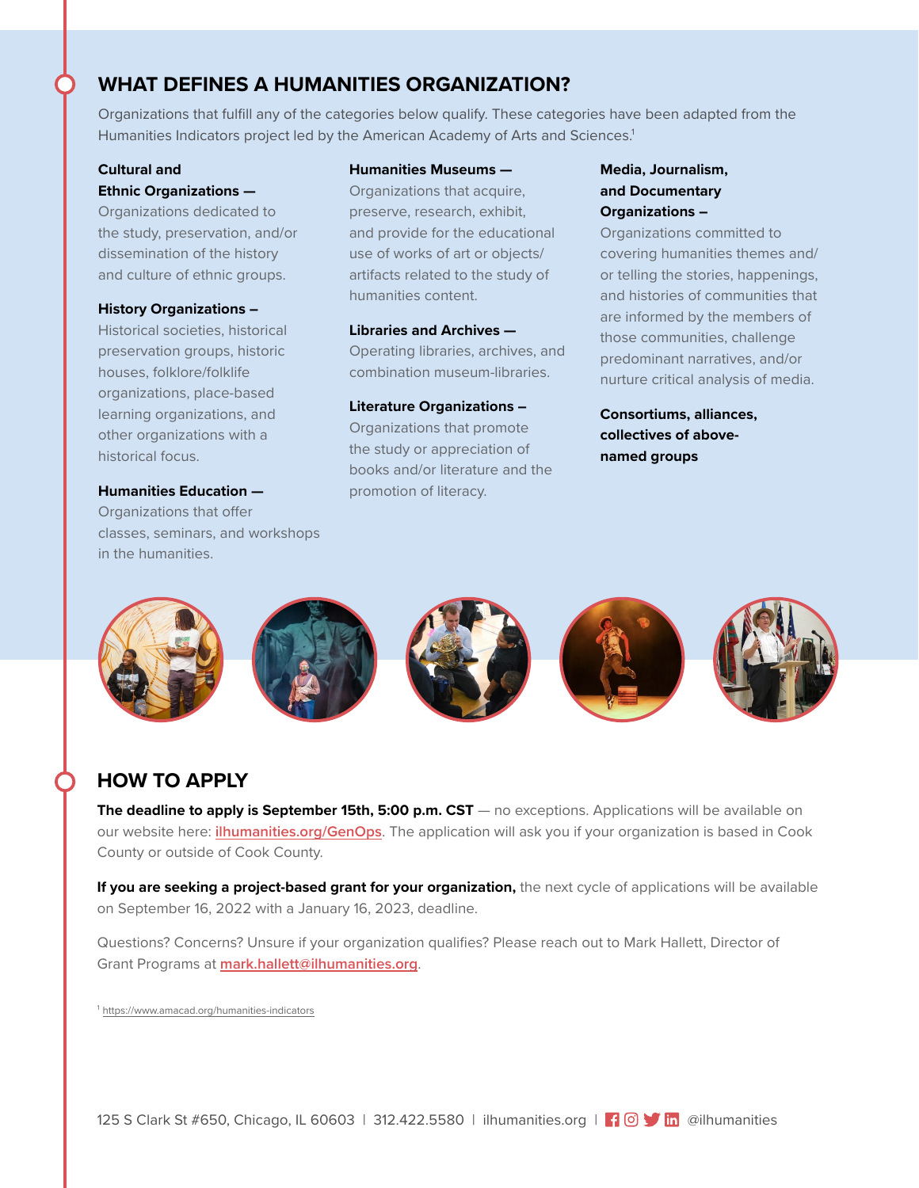## WHAT DEFINES A HUMANITIES ORGANIZATION?

Organizations that fulfill any of the categories below qualify. These categories have been adapted from the Humanities Indicators project led by the American Academy of Arts and Sciences.[1]

**Cultural and Ethnic Organizations —** Organizations dedicated to the study, preservation, and/or dissemination of the history and culture of ethnic groups.

**History Organizations –** Historical societies, historical preservation groups, historic houses, folklore/folklife organizations, place-based learning organizations, and other organizations with a historical focus.

**Humanities Education —** Organizations that offer classes, seminars, and workshops in the humanities.

**Humanities Museums —** Organizations that acquire, preserve, research, exhibit, and provide for the educational use of works of art or objects/artifacts related to the study of humanities content.

**Libraries and Archives —** Operating libraries, archives, and combination museum-libraries.

**Literature Organizations –** Organizations that promote the study or appreciation of books and/or literature and the promotion of literacy.

**Media, Journalism, and Documentary Organizations –** Organizations committed to covering humanities themes and/or telling the stories, happenings, and histories of communities that are informed by the members of those communities, challenge predominant narratives, and/or nurture critical analysis of media.

**Consortiums, alliances, collectives of above-named groups**

## HOW TO APPLY

**The deadline to apply is September 15th, 5:00 p.m. CST** — no exceptions. Applications will be available on our website here: ilhumanities.org/GenOps. The application will ask you if your organization is based in Cook County or outside of Cook County.

**If you are seeking a project-based grant for your organization,** the next cycle of applications will be available on September 16, 2022 with a January 16, 2023, deadline.

Questions? Concerns? Unsure if your organization qualifies? Please reach out to Mark Hallett, Director of Grant Programs at mark.hallett@ilhumanities.org.

[1] https://www.amacad.org/humanities-indicators

125 S Clark St #650, Chicago, IL 60603 | 312.422.5580 | ilhumanities.org | @ilhumanities